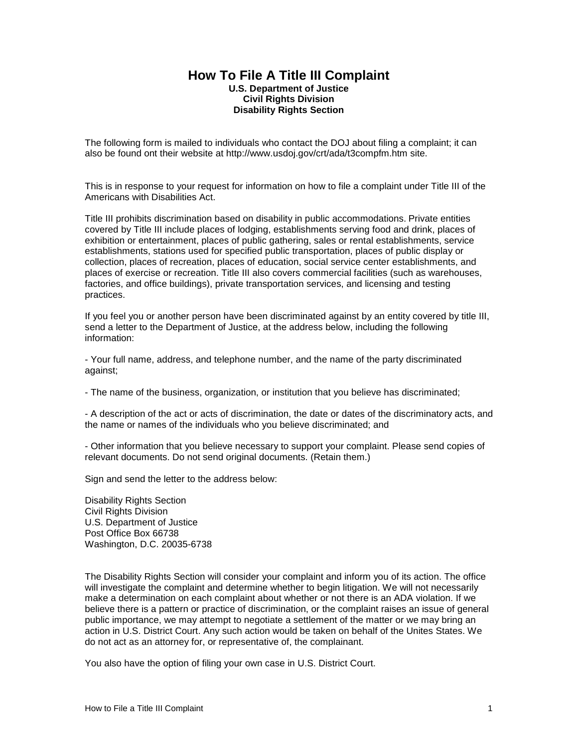# How To File A Title III Complaint

**U.S. Department of Justice**
**Civil Rights Division**
**Disability Rights Section**

The following form is mailed to individuals who contact the DOJ about filing a complaint; it can also be found ont their website at http://www.usdoj.gov/crt/ada/t3compfm.htm site.

This is in response to your request for information on how to file a complaint under Title III of the Americans with Disabilities Act.

Title III prohibits discrimination based on disability in public accommodations. Private entities covered by Title III include places of lodging, establishments serving food and drink, places of exhibition or entertainment, places of public gathering, sales or rental establishments, service establishments, stations used for specified public transportation, places of public display or collection, places of recreation, places of education, social service center establishments, and places of exercise or recreation. Title III also covers commercial facilities (such as warehouses, factories, and office buildings), private transportation services, and licensing and testing practices.

If you feel you or another person have been discriminated against by an entity covered by title III, send a letter to the Department of Justice, at the address below, including the following information:

- Your full name, address, and telephone number, and the name of the party discriminated against;

- The name of the business, organization, or institution that you believe has discriminated;

- A description of the act or acts of discrimination, the date or dates of the discriminatory acts, and the name or names of the individuals who you believe discriminated; and

- Other information that you believe necessary to support your complaint. Please send copies of relevant documents. Do not send original documents. (Retain them.)

Sign and send the letter to the address below:

Disability Rights Section
Civil Rights Division
U.S. Department of Justice
Post Office Box 66738
Washington, D.C. 20035-6738

The Disability Rights Section will consider your complaint and inform you of its action. The office will investigate the complaint and determine whether to begin litigation. We will not necessarily make a determination on each complaint about whether or not there is an ADA violation. If we believe there is a pattern or practice of discrimination, or the complaint raises an issue of general public importance, we may attempt to negotiate a settlement of the matter or we may bring an action in U.S. District Court. Any such action would be taken on behalf of the Unites States. We do not act as an attorney for, or representative of, the complainant.

You also have the option of filing your own case in U.S. District Court.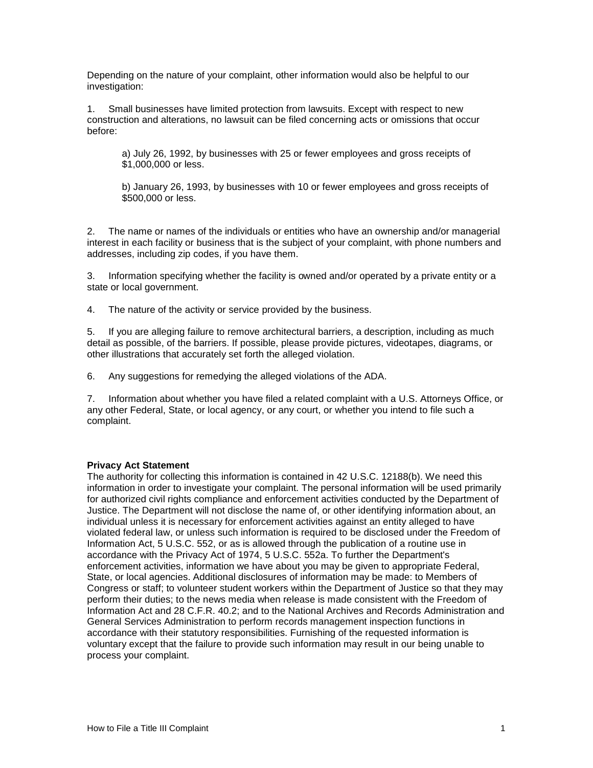Depending on the nature of your complaint, other information would also be helpful to our investigation:

1. Small businesses have limited protection from lawsuits. Except with respect to new construction and alterations, no lawsuit can be filed concerning acts or omissions that occur before:

   a) July 26, 1992, by businesses with 25 or fewer employees and gross receipts of $1,000,000 or less.

   b) January 26, 1993, by businesses with 10 or fewer employees and gross receipts of $500,000 or less.

2. The name or names of the individuals or entities who have an ownership and/or managerial interest in each facility or business that is the subject of your complaint, with phone numbers and addresses, including zip codes, if you have them.

3. Information specifying whether the facility is owned and/or operated by a private entity or a state or local government.

4. The nature of the activity or service provided by the business.

5. If you are alleging failure to remove architectural barriers, a description, including as much detail as possible, of the barriers. If possible, please provide pictures, videotapes, diagrams, or other illustrations that accurately set forth the alleged violation.

6. Any suggestions for remedying the alleged violations of the ADA.

7. Information about whether you have filed a related complaint with a U.S. Attorneys Office, or any other Federal, State, or local agency, or any court, or whether you intend to file such a complaint.

**Privacy Act Statement**

The authority for collecting this information is contained in 42 U.S.C. 12188(b). We need this information in order to investigate your complaint. The personal information will be used primarily for authorized civil rights compliance and enforcement activities conducted by the Department of Justice. The Department will not disclose the name of, or other identifying information about, an individual unless it is necessary for enforcement activities against an entity alleged to have violated federal law, or unless such information is required to be disclosed under the Freedom of Information Act, 5 U.S.C. 552, or as is allowed through the publication of a routine use in accordance with the Privacy Act of 1974, 5 U.S.C. 552a. To further the Department's enforcement activities, information we have about you may be given to appropriate Federal, State, or local agencies. Additional disclosures of information may be made: to Members of Congress or staff; to volunteer student workers within the Department of Justice so that they may perform their duties; to the news media when release is made consistent with the Freedom of Information Act and 28 C.F.R. 40.2; and to the National Archives and Records Administration and General Services Administration to perform records management inspection functions in accordance with their statutory responsibilities. Furnishing of the requested information is voluntary except that the failure to provide such information may result in our being unable to process your complaint.